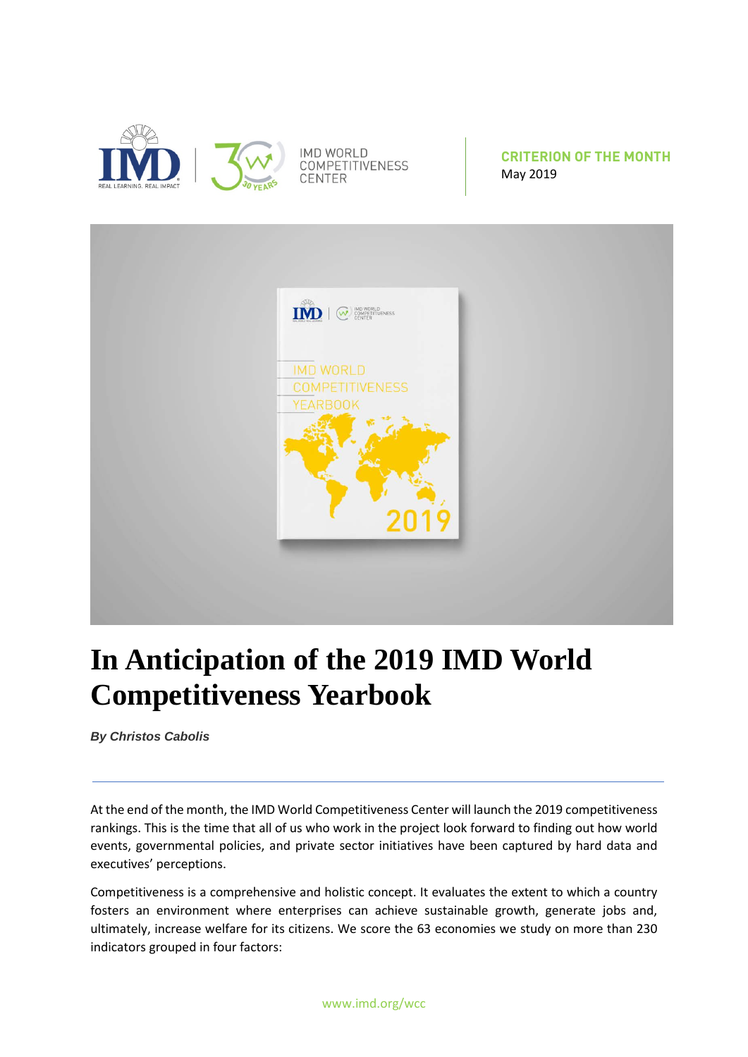IMD WORLD COMPETITIVENESS CENTER

**CRITERION OF THE MONTH**
May 2019

# In Anticipation of the 2019 IMD World Competitiveness Yearbook

***By Christos Cabolis***

---

At the end of the month, the IMD World Competitiveness Center will launch the 2019 competitiveness rankings. This is the time that all of us who work in the project look forward to finding out how world events, governmental policies, and private sector initiatives have been captured by hard data and executives' perceptions.

Competitiveness is a comprehensive and holistic concept. It evaluates the extent to which a country fosters an environment where enterprises can achieve sustainable growth, generate jobs and, ultimately, increase welfare for its citizens. We score the 63 economies we study on more than 230 indicators grouped in four factors: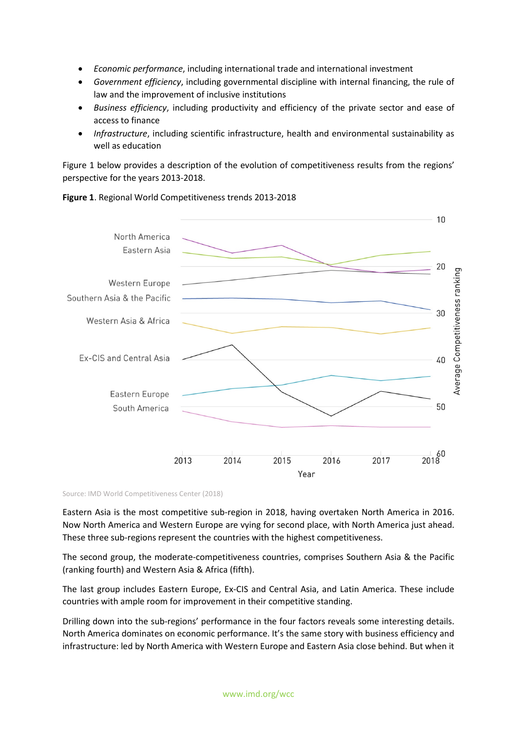- *Economic performance*, including international trade and international investment
- *Government efficiency*, including governmental discipline with internal financing, the rule of law and the improvement of inclusive institutions
- *Business efficiency*, including productivity and efficiency of the private sector and ease of access to finance
- *Infrastructure*, including scientific infrastructure, health and environmental sustainability as well as education

Figure 1 below provides a description of the evolution of competitiveness results from the regions' perspective for the years 2013-2018.

**Figure 1**. Regional World Competitiveness trends 2013-2018

Source: IMD World Competitiveness Center (2018)

Eastern Asia is the most competitive sub-region in 2018, having overtaken North America in 2016. Now North America and Western Europe are vying for second place, with North America just ahead. These three sub-regions represent the countries with the highest competitiveness.

The second group, the moderate-competitiveness countries, comprises Southern Asia & the Pacific (ranking fourth) and Western Asia & Africa (fifth).

The last group includes Eastern Europe, Ex-CIS and Central Asia, and Latin America. These include countries with ample room for improvement in their competitive standing.

Drilling down into the sub-regions' performance in the four factors reveals some interesting details. North America dominates on economic performance. It's the same story with business efficiency and infrastructure: led by North America with Western Europe and Eastern Asia close behind. But when it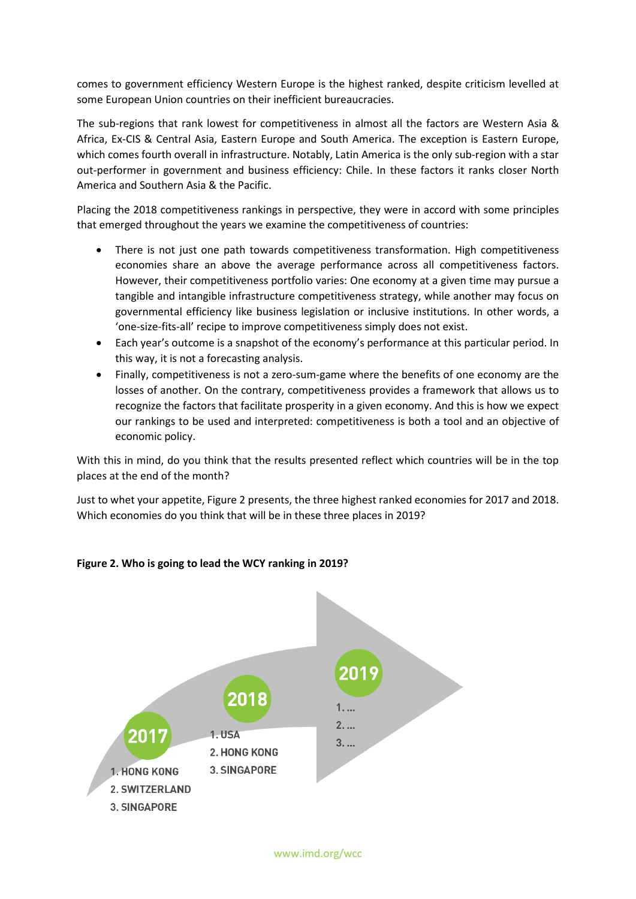comes to government efficiency Western Europe is the highest ranked, despite criticism levelled at some European Union countries on their inefficient bureaucracies.

The sub-regions that rank lowest for competitiveness in almost all the factors are Western Asia & Africa, Ex-CIS & Central Asia, Eastern Europe and South America. The exception is Eastern Europe, which comes fourth overall in infrastructure. Notably, Latin America is the only sub-region with a star out-performer in government and business efficiency: Chile. In these factors it ranks closer North America and Southern Asia & the Pacific.

Placing the 2018 competitiveness rankings in perspective, they were in accord with some principles that emerged throughout the years we examine the competitiveness of countries:

- There is not just one path towards competitiveness transformation. High competitiveness economies share an above the average performance across all competitiveness factors. However, their competitiveness portfolio varies: One economy at a given time may pursue a tangible and intangible infrastructure competitiveness strategy, while another may focus on governmental efficiency like business legislation or inclusive institutions. In other words, a 'one-size-fits-all' recipe to improve competitiveness simply does not exist.
- Each year's outcome is a snapshot of the economy's performance at this particular period. In this way, it is not a forecasting analysis.
- Finally, competitiveness is not a zero-sum-game where the benefits of one economy are the losses of another. On the contrary, competitiveness provides a framework that allows us to recognize the factors that facilitate prosperity in a given economy. And this is how we expect our rankings to be used and interpreted: competitiveness is both a tool and an objective of economic policy.

With this in mind, do you think that the results presented reflect which countries will be in the top places at the end of the month?

Just to whet your appetite, Figure 2 presents, the three highest ranked economies for 2017 and 2018. Which economies do you think that will be in these three places in 2019?

**Figure 2. Who is going to lead the WCY ranking in 2019?**

2017
1. HONG KONG
2. SWITZERLAND
3. SINGAPORE

2018
1. USA
2. HONG KONG
3. SINGAPORE

2019
1. ...
2. ...
3. ...

www.imd.org/wcc